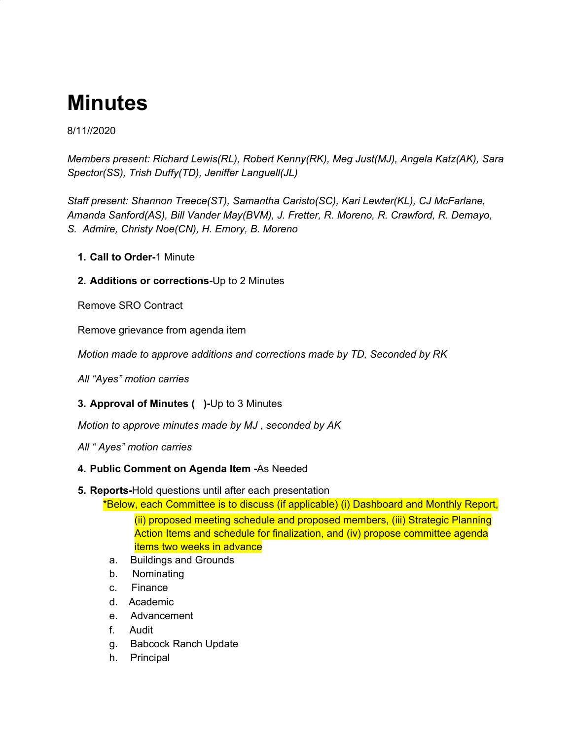# Minutes

8/11//2020

*Members present: Richard Lewis(RL), Robert Kenny(RK), Meg Just(MJ), Angela Katz(AK), Sara Spector(SS), Trish Duffy(TD), Jeniffer Languell(JL)*

*Staff present: Shannon Treece(ST), Samantha Caristo(SC), Kari Lewter(KL), CJ McFarlane, Amanda Sanford(AS), Bill Vander May(BVM), J. Fretter, R. Moreno, R. Crawford, R. Demayo, S. Admire, Christy Noe(CN), H. Emory, B. Moreno*

1. **Call to Order-**1 Minute

2. **Additions or corrections-**Up to 2 Minutes

Remove SRO Contract

Remove grievance from agenda item

*Motion made to approve additions and corrections made by TD, Seconded by RK*

*All "Ayes" motion carries*

3. **Approval of Minutes (  )-**Up to 3 Minutes

*Motion to approve minutes made by MJ , seconded by AK*

*All " Ayes" motion carries*

4. **Public Comment on Agenda Item -**As Needed

5. **Reports-**Hold questions until after each presentation

   *Below, each Committee is to discuss (if applicable) (i) Dashboard and Monthly Report, (ii) proposed meeting schedule and proposed members, (iii) Strategic Planning Action Items and schedule for finalization, and (iv) propose committee agenda items two weeks in advance

   a. Buildings and Grounds
   b. Nominating
   c. Finance
   d. Academic
   e. Advancement
   f. Audit
   g. Babcock Ranch Update
   h. Principal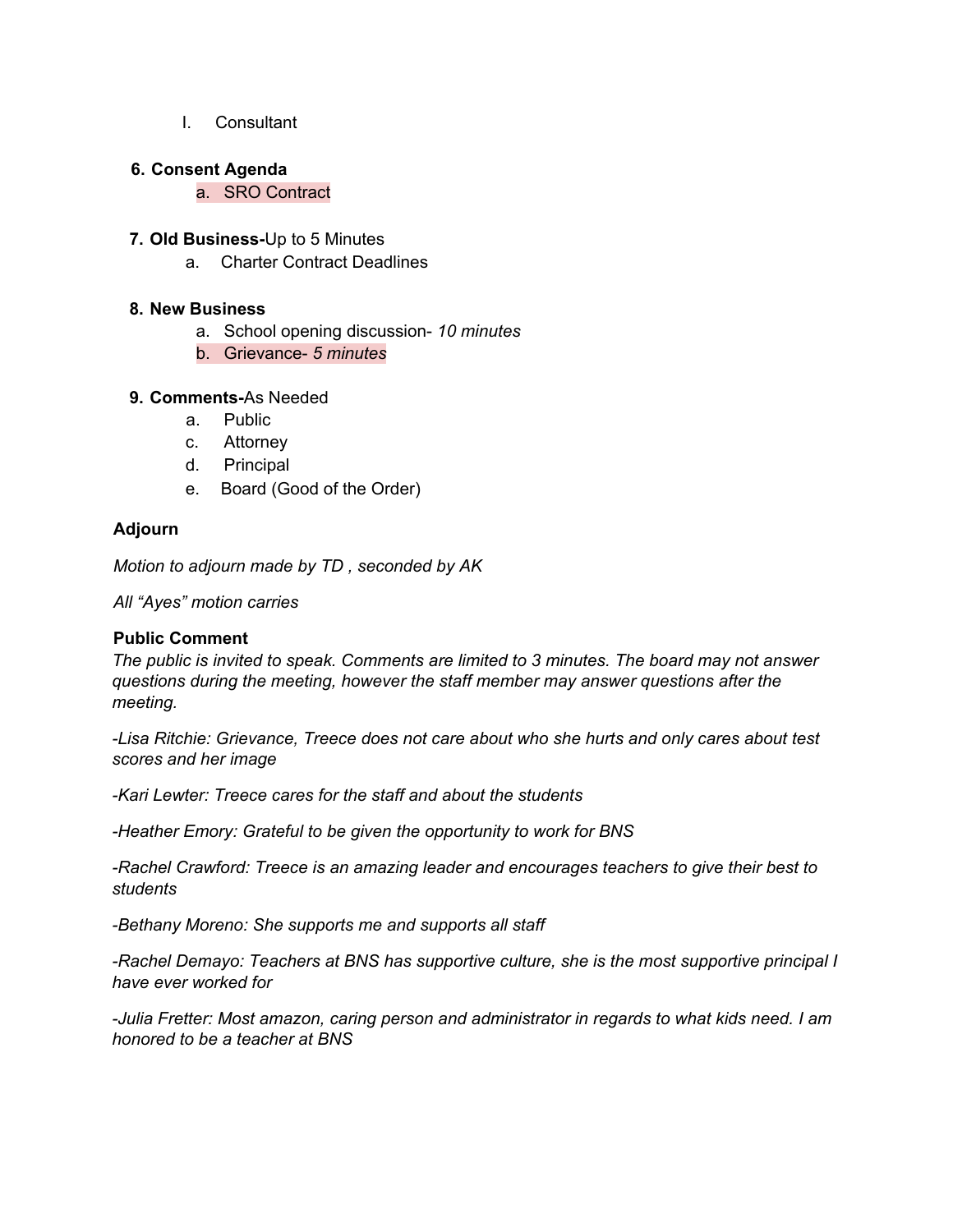I. Consultant

**6. Consent Agenda**

a. SRO Contract

**7. Old Business-**Up to 5 Minutes

a. Charter Contract Deadlines

**8. New Business**

a. School opening discussion- *10 minutes*

b. Grievance- *5 minutes*

**9. Comments-**As Needed

a. Public

c. Attorney

d. Principal

e. Board (Good of the Order)

**Adjourn**

*Motion to adjourn made by TD , seconded by AK*

*All "Ayes" motion carries*

**Public Comment**

*The public is invited to speak. Comments are limited to 3 minutes. The board may not answer questions during the meeting, however the staff member may answer questions after the meeting.*

*-Lisa Ritchie: Grievance, Treece does not care about who she hurts and only cares about test scores and her image*

*-Kari Lewter: Treece cares for the staff and about the students*

*-Heather Emory: Grateful to be given the opportunity to work for BNS*

*-Rachel Crawford: Treece is an amazing leader and encourages teachers to give their best to students*

*-Bethany Moreno: She supports me and supports all staff*

*-Rachel Demayo: Teachers at BNS has supportive culture, she is the most supportive principal I have ever worked for*

*-Julia Fretter: Most amazon, caring person and administrator in regards to what kids need. I am honored to be a teacher at BNS*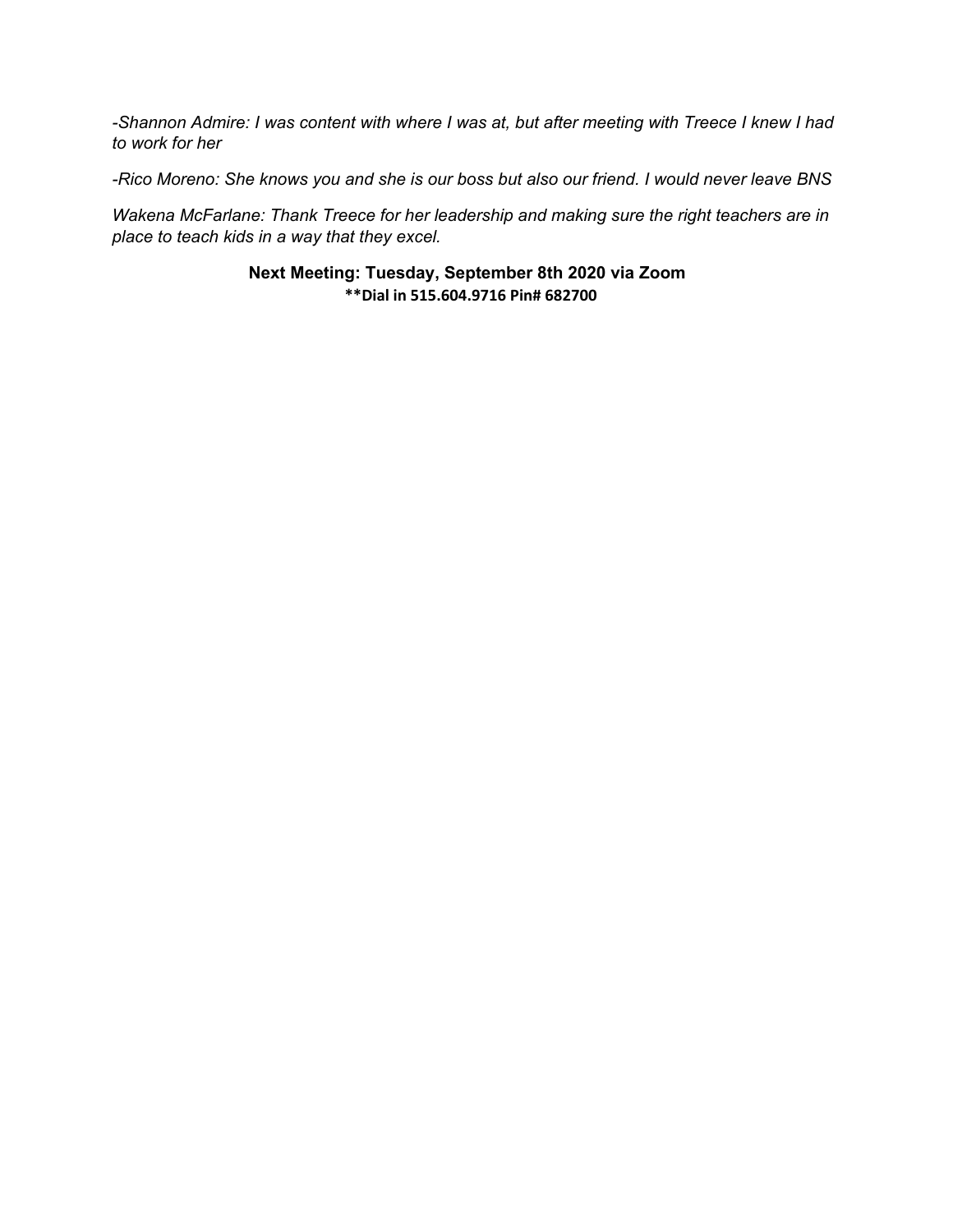*-Shannon Admire: I was content with where I was at, but after meeting with Treece I knew I had to work for her*

*-Rico Moreno: She knows you and she is our boss but also our friend. I would never leave BNS*

*Wakena McFarlane: Thank Treece for her leadership and making sure the right teachers are in place to teach kids in a way that they excel.*

**Next Meeting: Tuesday, September 8th 2020 via Zoom**

**\*\*Dial in 515.604.9716 Pin# 682700**